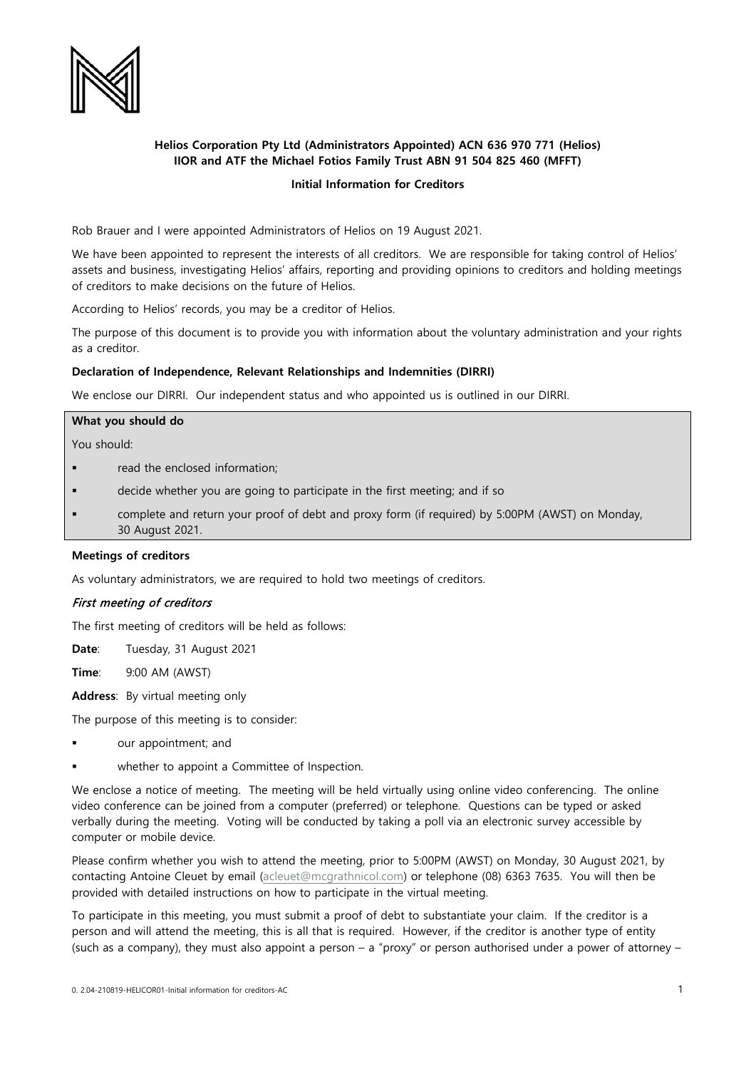**Helios Corporation Pty Ltd (Administrators Appointed) ACN 636 970 771 (Helios)**
**IIOR and ATF the Michael Fotios Family Trust ABN 91 504 825 460 (MFFT)**

**Initial Information for Creditors**

Rob Brauer and I were appointed Administrators of Helios on 19 August 2021.

We have been appointed to represent the interests of all creditors. We are responsible for taking control of Helios' assets and business, investigating Helios' affairs, reporting and providing opinions to creditors and holding meetings of creditors to make decisions on the future of Helios.

According to Helios' records, you may be a creditor of Helios.

The purpose of this document is to provide you with information about the voluntary administration and your rights as a creditor.

**Declaration of Independence, Relevant Relationships and Indemnities (DIRRI)**

We enclose our DIRRI. Our independent status and who appointed us is outlined in our DIRRI.

**What you should do**

You should:

- read the enclosed information;
- decide whether you are going to participate in the first meeting; and if so
- complete and return your proof of debt and proxy form (if required) by 5:00PM (AWST) on Monday, 30 August 2021.

**Meetings of creditors**

As voluntary administrators, we are required to hold two meetings of creditors.

*First meeting of creditors*

The first meeting of creditors will be held as follows:

**Date**: Tuesday, 31 August 2021

**Time**: 9:00 AM (AWST)

**Address**: By virtual meeting only

The purpose of this meeting is to consider:

- our appointment; and
- whether to appoint a Committee of Inspection.

We enclose a notice of meeting. The meeting will be held virtually using online video conferencing. The online video conference can be joined from a computer (preferred) or telephone. Questions can be typed or asked verbally during the meeting. Voting will be conducted by taking a poll via an electronic survey accessible by computer or mobile device.

Please confirm whether you wish to attend the meeting, prior to 5:00PM (AWST) on Monday, 30 August 2021, by contacting Antoine Cleuet by email (acleuet@mcgrathnicol.com) or telephone (08) 6363 7635. You will then be provided with detailed instructions on how to participate in the virtual meeting.

To participate in this meeting, you must submit a proof of debt to substantiate your claim. If the creditor is a person and will attend the meeting, this is all that is required. However, if the creditor is another type of entity (such as a company), they must also appoint a person – a "proxy" or person authorised under a power of attorney –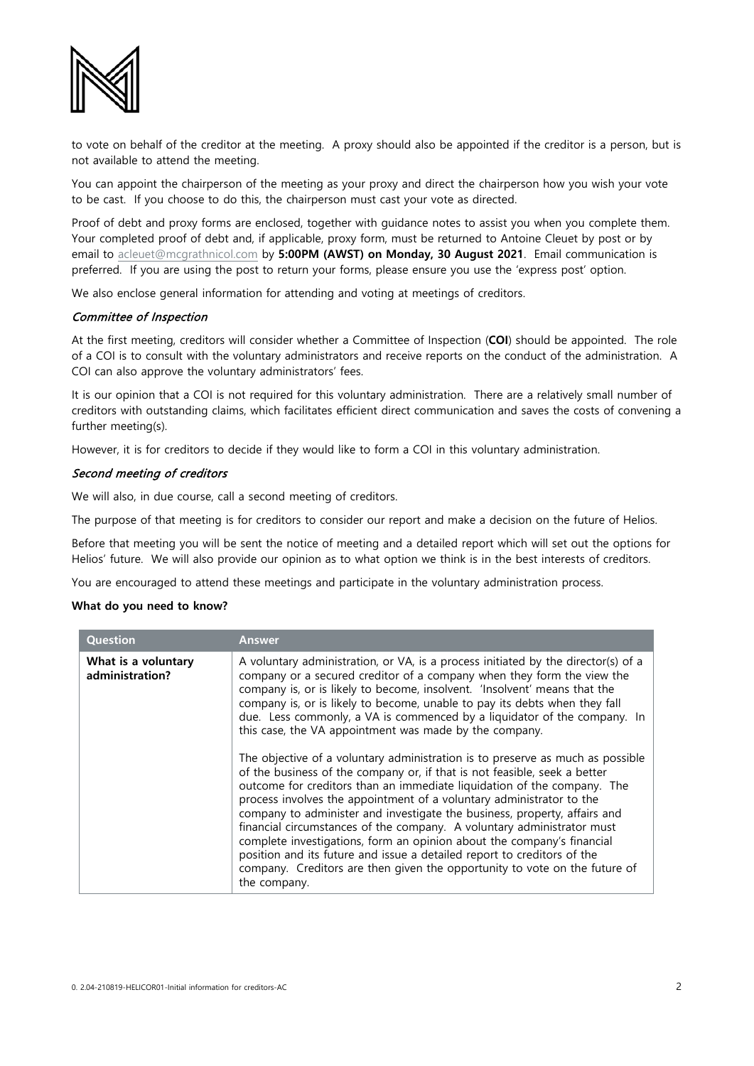to vote on behalf of the creditor at the meeting. A proxy should also be appointed if the creditor is a person, but is not available to attend the meeting.

You can appoint the chairperson of the meeting as your proxy and direct the chairperson how you wish your vote to be cast. If you choose to do this, the chairperson must cast your vote as directed.

Proof of debt and proxy forms are enclosed, together with guidance notes to assist you when you complete them. Your completed proof of debt and, if applicable, proxy form, must be returned to Antoine Cleuet by post or by email to acleuet@mcgrathnicol.com by **5:00PM (AWST) on Monday, 30 August 2021**. Email communication is preferred. If you are using the post to return your forms, please ensure you use the 'express post' option.

We also enclose general information for attending and voting at meetings of creditors.

### *Committee of Inspection*

At the first meeting, creditors will consider whether a Committee of Inspection (**COI**) should be appointed. The role of a COI is to consult with the voluntary administrators and receive reports on the conduct of the administration. A COI can also approve the voluntary administrators' fees.

It is our opinion that a COI is not required for this voluntary administration. There are a relatively small number of creditors with outstanding claims, which facilitates efficient direct communication and saves the costs of convening a further meeting(s).

However, it is for creditors to decide if they would like to form a COI in this voluntary administration.

### *Second meeting of creditors*

We will also, in due course, call a second meeting of creditors.

The purpose of that meeting is for creditors to consider our report and make a decision on the future of Helios.

Before that meeting you will be sent the notice of meeting and a detailed report which will set out the options for Helios' future. We will also provide our opinion as to what option we think is in the best interests of creditors.

You are encouraged to attend these meetings and participate in the voluntary administration process.

**What do you need to know?**

| Question | Answer |
|---|---|
| **What is a voluntary administration?** | A voluntary administration, or VA, is a process initiated by the director(s) of a company or a secured creditor of a company when they form the view the company is, or is likely to become, insolvent. 'Insolvent' means that the company is, or is likely to become, unable to pay its debts when they fall due. Less commonly, a VA is commenced by a liquidator of the company. In this case, the VA appointment was made by the company.<br><br>The objective of a voluntary administration is to preserve as much as possible of the business of the company or, if that is not feasible, seek a better outcome for creditors than an immediate liquidation of the company. The process involves the appointment of a voluntary administrator to the company to administer and investigate the business, property, affairs and financial circumstances of the company. A voluntary administrator must complete investigations, form an opinion about the company's financial position and its future and issue a detailed report to creditors of the company. Creditors are then given the opportunity to vote on the future of the company. |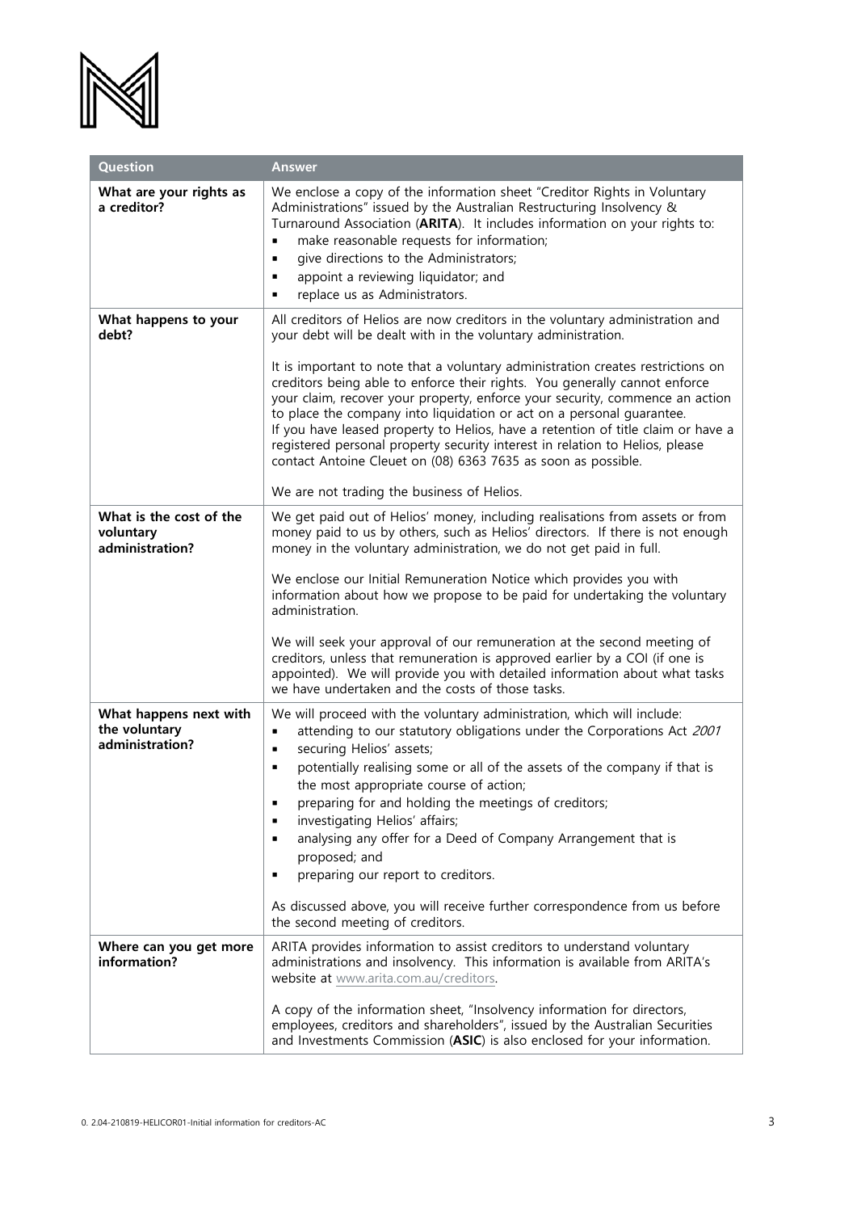| Question | Answer |
| --- | --- |
| **What are your rights as a creditor?** | We enclose a copy of the information sheet "Creditor Rights in Voluntary Administrations" issued by the Australian Restructuring Insolvency & Turnaround Association (**ARITA**). It includes information on your rights to:<br>▪ make reasonable requests for information;<br>▪ give directions to the Administrators;<br>▪ appoint a reviewing liquidator; and<br>▪ replace us as Administrators. |
| **What happens to your debt?** | All creditors of Helios are now creditors in the voluntary administration and your debt will be dealt with in the voluntary administration.<br><br>It is important to note that a voluntary administration creates restrictions on creditors being able to enforce their rights. You generally cannot enforce your claim, recover your property, enforce your security, commence an action to place the company into liquidation or act on a personal guarantee.<br>If you have leased property to Helios, have a retention of title claim or have a registered personal property security interest in relation to Helios, please contact Antoine Cleuet on (08) 6363 7635 as soon as possible.<br><br>We are not trading the business of Helios. |
| **What is the cost of the voluntary administration?** | We get paid out of Helios' money, including realisations from assets or from money paid to us by others, such as Helios' directors. If there is not enough money in the voluntary administration, we do not get paid in full.<br><br>We enclose our Initial Remuneration Notice which provides you with information about how we propose to be paid for undertaking the voluntary administration.<br><br>We will seek your approval of our remuneration at the second meeting of creditors, unless that remuneration is approved earlier by a COI (if one is appointed). We will provide you with detailed information about what tasks we have undertaken and the costs of those tasks. |
| **What happens next with the voluntary administration?** | We will proceed with the voluntary administration, which will include:<br>▪ attending to our statutory obligations under the Corporations Act *2001*<br>▪ securing Helios' assets;<br>▪ potentially realising some or all of the assets of the company if that is the most appropriate course of action;<br>▪ preparing for and holding the meetings of creditors;<br>▪ investigating Helios' affairs;<br>▪ analysing any offer for a Deed of Company Arrangement that is proposed; and<br>▪ preparing our report to creditors.<br><br>As discussed above, you will receive further correspondence from us before the second meeting of creditors. |
| **Where can you get more information?** | ARITA provides information to assist creditors to understand voluntary administrations and insolvency. This information is available from ARITA's website at www.arita.com.au/creditors.<br><br>A copy of the information sheet, "Insolvency information for directors, employees, creditors and shareholders", issued by the Australian Securities and Investments Commission (**ASIC**) is also enclosed for your information. |

0. 2.04-210819-HELICOR01-Initial information for creditors-AC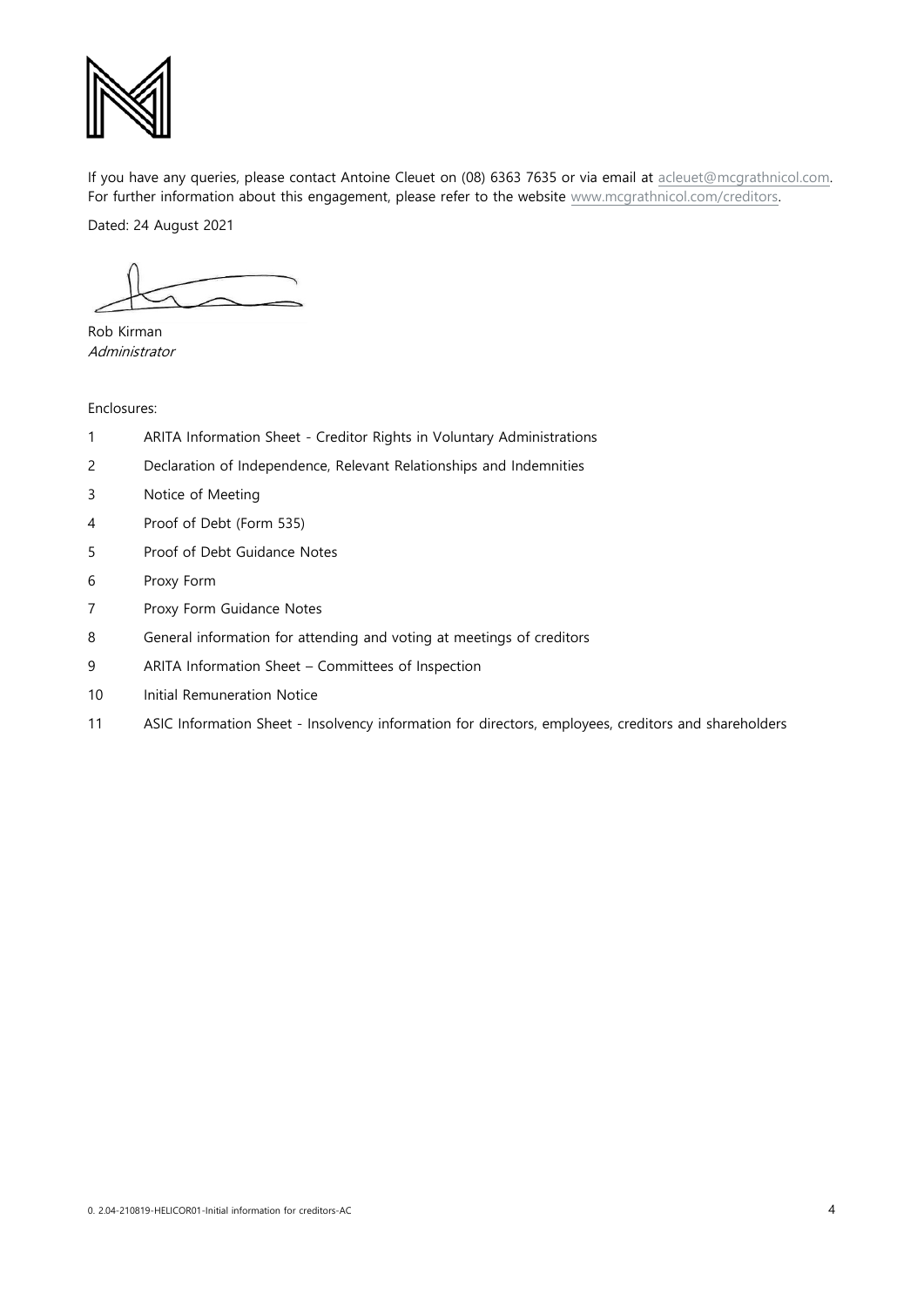If you have any queries, please contact Antoine Cleuet on (08) 6363 7635 or via email at acleuet@mcgrathnicol.com. For further information about this engagement, please refer to the website www.mcgrathnicol.com/creditors.

Dated: 24 August 2021

Rob Kirman
*Administrator*

Enclosures:

| | |
|---|---|
| 1 | ARITA Information Sheet - Creditor Rights in Voluntary Administrations |
| 2 | Declaration of Independence, Relevant Relationships and Indemnities |
| 3 | Notice of Meeting |
| 4 | Proof of Debt (Form 535) |
| 5 | Proof of Debt Guidance Notes |
| 6 | Proxy Form |
| 7 | Proxy Form Guidance Notes |
| 8 | General information for attending and voting at meetings of creditors |
| 9 | ARITA Information Sheet – Committees of Inspection |
| 10 | Initial Remuneration Notice |
| 11 | ASIC Information Sheet - Insolvency information for directors, employees, creditors and shareholders |